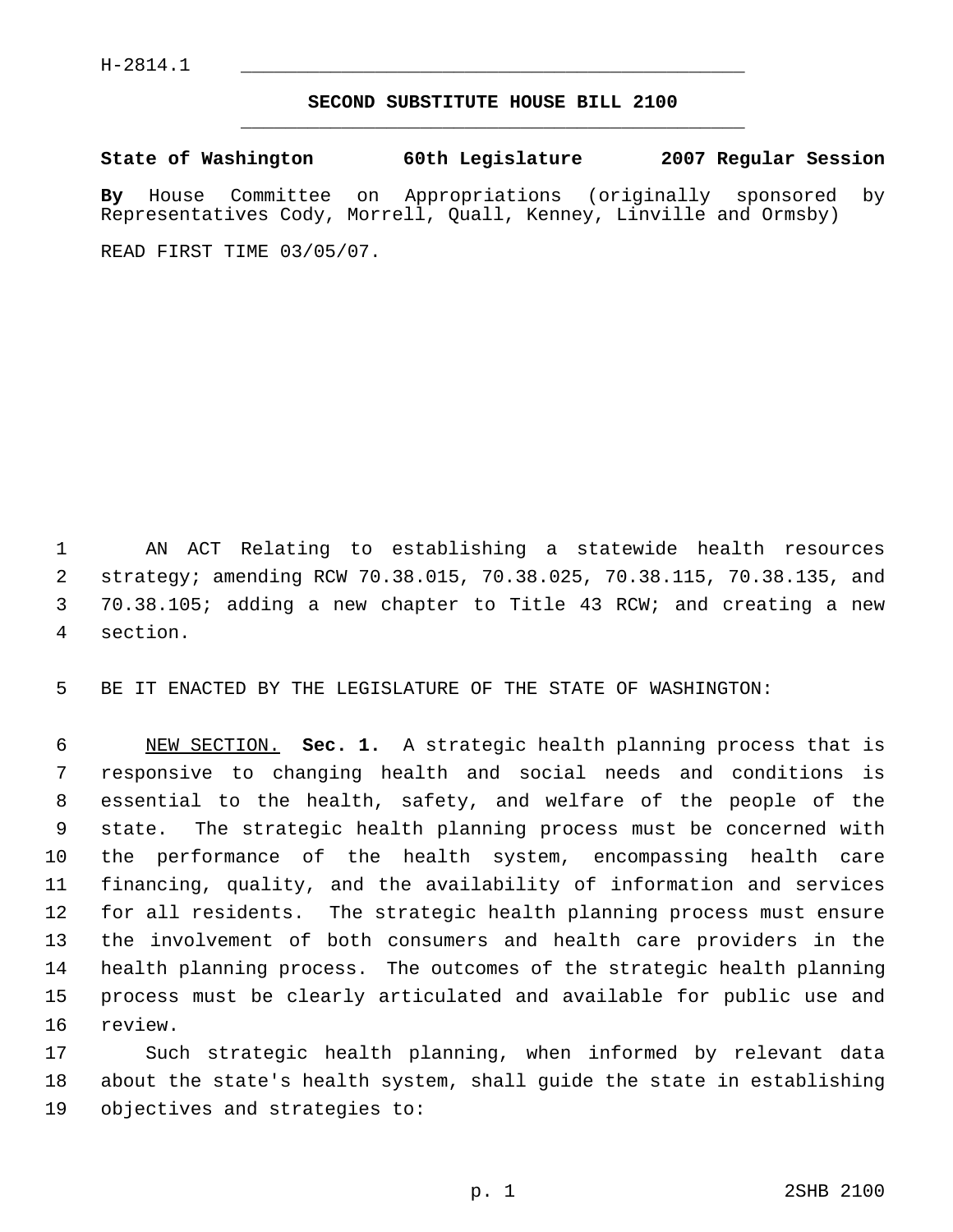H-2814.1

# SECOND SUBSTITUTE HOUSE BILL 2100

**State of Washington 60th Legislature 2007 Regular Session**

**By** House Committee on Appropriations (originally sponsored by Representatives Cody, Morrell, Quall, Kenney, Linville and Ormsby)

READ FIRST TIME 03/05/07.

AN ACT Relating to establishing a statewide health resources strategy; amending RCW 70.38.015, 70.38.025, 70.38.115, 70.38.135, and 70.38.105; adding a new chapter to Title 43 RCW; and creating a new section.

BE IT ENACTED BY THE LEGISLATURE OF THE STATE OF WASHINGTON:

NEW SECTION. **Sec. 1.** A strategic health planning process that is responsive to changing health and social needs and conditions is essential to the health, safety, and welfare of the people of the state. The strategic health planning process must be concerned with the performance of the health system, encompassing health care financing, quality, and the availability of information and services for all residents. The strategic health planning process must ensure the involvement of both consumers and health care providers in the health planning process. The outcomes of the strategic health planning process must be clearly articulated and available for public use and review.

Such strategic health planning, when informed by relevant data about the state's health system, shall guide the state in establishing objectives and strategies to: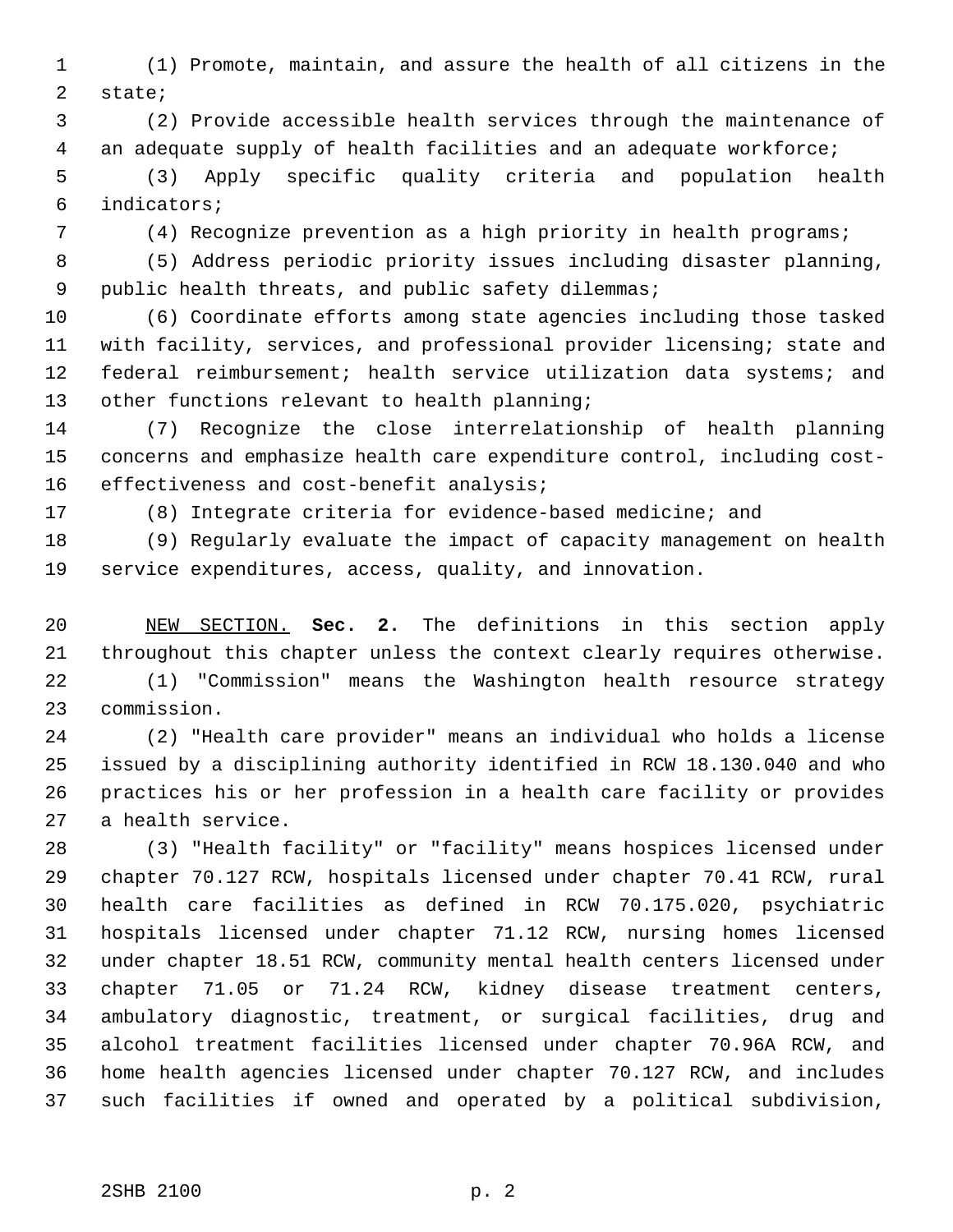(1) Promote, maintain, and assure the health of all citizens in the state;

(2) Provide accessible health services through the maintenance of an adequate supply of health facilities and an adequate workforce;

(3) Apply specific quality criteria and population health indicators;

(4) Recognize prevention as a high priority in health programs;

(5) Address periodic priority issues including disaster planning, public health threats, and public safety dilemmas;

(6) Coordinate efforts among state agencies including those tasked with facility, services, and professional provider licensing; state and federal reimbursement; health service utilization data systems; and other functions relevant to health planning;

(7) Recognize the close interrelationship of health planning concerns and emphasize health care expenditure control, including cost-effectiveness and cost-benefit analysis;

(8) Integrate criteria for evidence-based medicine; and

(9) Regularly evaluate the impact of capacity management on health service expenditures, access, quality, and innovation.

NEW SECTION. **Sec. 2.** The definitions in this section apply throughout this chapter unless the context clearly requires otherwise.

(1) "Commission" means the Washington health resource strategy commission.

(2) "Health care provider" means an individual who holds a license issued by a disciplining authority identified in RCW 18.130.040 and who practices his or her profession in a health care facility or provides a health service.

(3) "Health facility" or "facility" means hospices licensed under chapter 70.127 RCW, hospitals licensed under chapter 70.41 RCW, rural health care facilities as defined in RCW 70.175.020, psychiatric hospitals licensed under chapter 71.12 RCW, nursing homes licensed under chapter 18.51 RCW, community mental health centers licensed under chapter 71.05 or 71.24 RCW, kidney disease treatment centers, ambulatory diagnostic, treatment, or surgical facilities, drug and alcohol treatment facilities licensed under chapter 70.96A RCW, and home health agencies licensed under chapter 70.127 RCW, and includes such facilities if owned and operated by a political subdivision,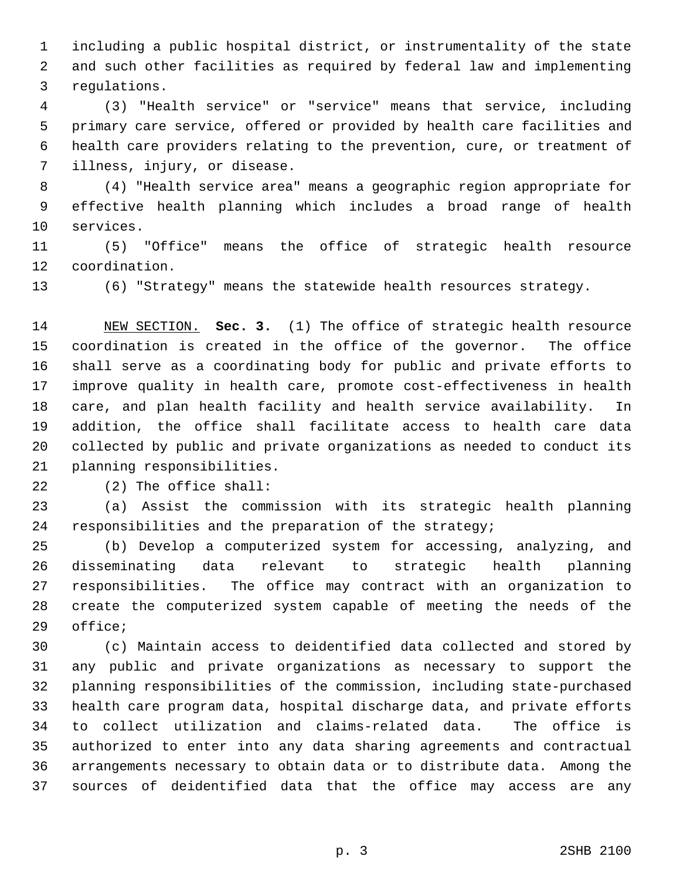including a public hospital district, or instrumentality of the state and such other facilities as required by federal law and implementing regulations.

(3) "Health service" or "service" means that service, including primary care service, offered or provided by health care facilities and health care providers relating to the prevention, cure, or treatment of illness, injury, or disease.

(4) "Health service area" means a geographic region appropriate for effective health planning which includes a broad range of health services.

(5) "Office" means the office of strategic health resource coordination.

(6) "Strategy" means the statewide health resources strategy.

NEW SECTION. **Sec. 3.** (1) The office of strategic health resource coordination is created in the office of the governor. The office shall serve as a coordinating body for public and private efforts to improve quality in health care, promote cost-effectiveness in health care, and plan health facility and health service availability. In addition, the office shall facilitate access to health care data collected by public and private organizations as needed to conduct its planning responsibilities.

(2) The office shall:

(a) Assist the commission with its strategic health planning responsibilities and the preparation of the strategy;

(b) Develop a computerized system for accessing, analyzing, and disseminating data relevant to strategic health planning responsibilities. The office may contract with an organization to create the computerized system capable of meeting the needs of the office;

(c) Maintain access to deidentified data collected and stored by any public and private organizations as necessary to support the planning responsibilities of the commission, including state-purchased health care program data, hospital discharge data, and private efforts to collect utilization and claims-related data. The office is authorized to enter into any data sharing agreements and contractual arrangements necessary to obtain data or to distribute data. Among the sources of deidentified data that the office may access are any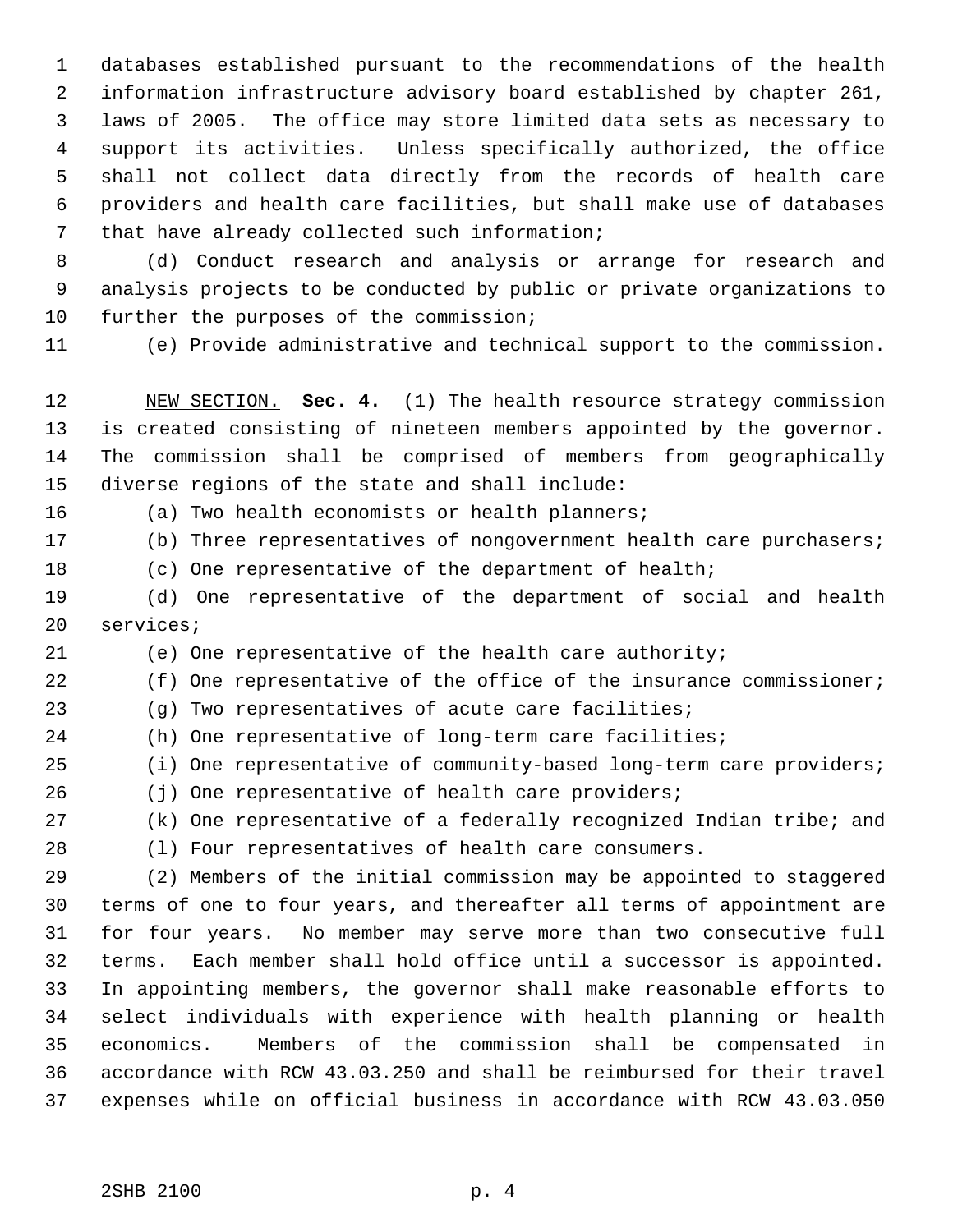databases established pursuant to the recommendations of the health information infrastructure advisory board established by chapter 261, laws of 2005. The office may store limited data sets as necessary to support its activities. Unless specifically authorized, the office shall not collect data directly from the records of health care providers and health care facilities, but shall make use of databases that have already collected such information;

(d) Conduct research and analysis or arrange for research and analysis projects to be conducted by public or private organizations to further the purposes of the commission;

(e) Provide administrative and technical support to the commission.

NEW SECTION. **Sec. 4.** (1) The health resource strategy commission is created consisting of nineteen members appointed by the governor. The commission shall be comprised of members from geographically diverse regions of the state and shall include:

(a) Two health economists or health planners;

(b) Three representatives of nongovernment health care purchasers;

(c) One representative of the department of health;

(d) One representative of the department of social and health services;

(e) One representative of the health care authority;

(f) One representative of the office of the insurance commissioner;

(g) Two representatives of acute care facilities;

(h) One representative of long-term care facilities;

(i) One representative of community-based long-term care providers;

(j) One representative of health care providers;

(k) One representative of a federally recognized Indian tribe; and

(l) Four representatives of health care consumers.

(2) Members of the initial commission may be appointed to staggered terms of one to four years, and thereafter all terms of appointment are for four years. No member may serve more than two consecutive full terms. Each member shall hold office until a successor is appointed. In appointing members, the governor shall make reasonable efforts to select individuals with experience with health planning or health economics. Members of the commission shall be compensated in accordance with RCW 43.03.250 and shall be reimbursed for their travel expenses while on official business in accordance with RCW 43.03.050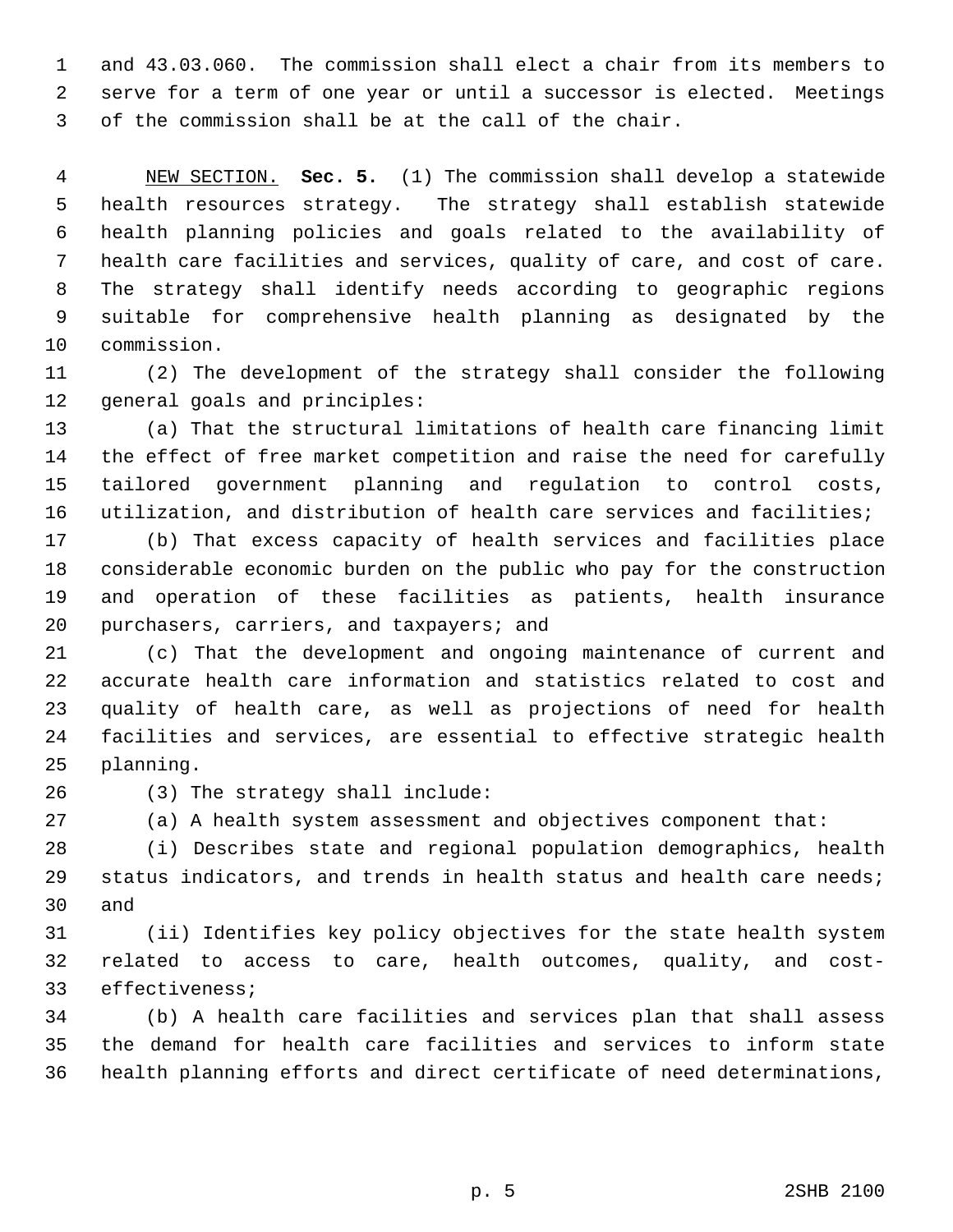and 43.03.060. The commission shall elect a chair from its members to serve for a term of one year or until a successor is elected. Meetings of the commission shall be at the call of the chair.

NEW SECTION. **Sec. 5.** (1) The commission shall develop a statewide health resources strategy. The strategy shall establish statewide health planning policies and goals related to the availability of health care facilities and services, quality of care, and cost of care. The strategy shall identify needs according to geographic regions suitable for comprehensive health planning as designated by the commission.

(2) The development of the strategy shall consider the following general goals and principles:

(a) That the structural limitations of health care financing limit the effect of free market competition and raise the need for carefully tailored government planning and regulation to control costs, utilization, and distribution of health care services and facilities;

(b) That excess capacity of health services and facilities place considerable economic burden on the public who pay for the construction and operation of these facilities as patients, health insurance purchasers, carriers, and taxpayers; and

(c) That the development and ongoing maintenance of current and accurate health care information and statistics related to cost and quality of health care, as well as projections of need for health facilities and services, are essential to effective strategic health planning.

(3) The strategy shall include:

(a) A health system assessment and objectives component that:

(i) Describes state and regional population demographics, health status indicators, and trends in health status and health care needs; and

(ii) Identifies key policy objectives for the state health system related to access to care, health outcomes, quality, and cost-effectiveness;

(b) A health care facilities and services plan that shall assess the demand for health care facilities and services to inform state health planning efforts and direct certificate of need determinations,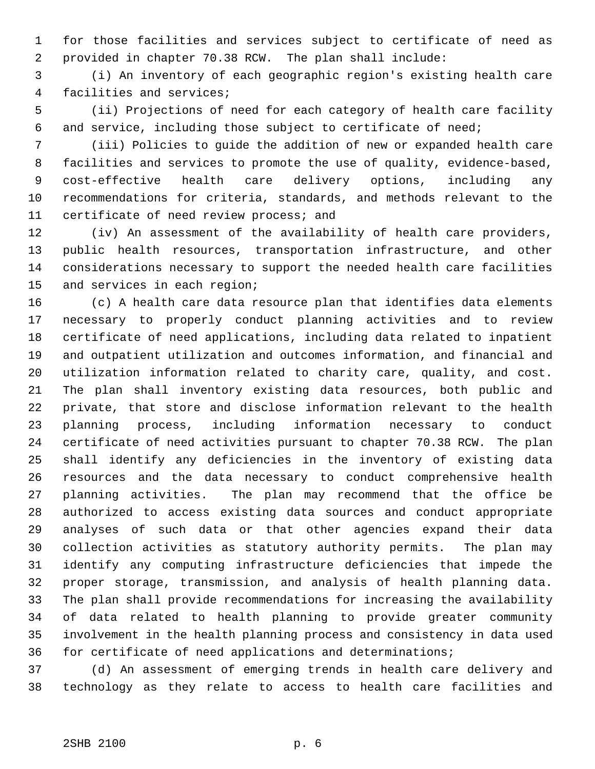for those facilities and services subject to certificate of need as provided in chapter 70.38 RCW. The plan shall include:

(i) An inventory of each geographic region's existing health care facilities and services;

(ii) Projections of need for each category of health care facility and service, including those subject to certificate of need;

(iii) Policies to guide the addition of new or expanded health care facilities and services to promote the use of quality, evidence-based, cost-effective health care delivery options, including any recommendations for criteria, standards, and methods relevant to the certificate of need review process; and

(iv) An assessment of the availability of health care providers, public health resources, transportation infrastructure, and other considerations necessary to support the needed health care facilities and services in each region;

(c) A health care data resource plan that identifies data elements necessary to properly conduct planning activities and to review certificate of need applications, including data related to inpatient and outpatient utilization and outcomes information, and financial and utilization information related to charity care, quality, and cost. The plan shall inventory existing data resources, both public and private, that store and disclose information relevant to the health planning process, including information necessary to conduct certificate of need activities pursuant to chapter 70.38 RCW. The plan shall identify any deficiencies in the inventory of existing data resources and the data necessary to conduct comprehensive health planning activities. The plan may recommend that the office be authorized to access existing data sources and conduct appropriate analyses of such data or that other agencies expand their data collection activities as statutory authority permits. The plan may identify any computing infrastructure deficiencies that impede the proper storage, transmission, and analysis of health planning data. The plan shall provide recommendations for increasing the availability of data related to health planning to provide greater community involvement in the health planning process and consistency in data used for certificate of need applications and determinations;

(d) An assessment of emerging trends in health care delivery and technology as they relate to access to health care facilities and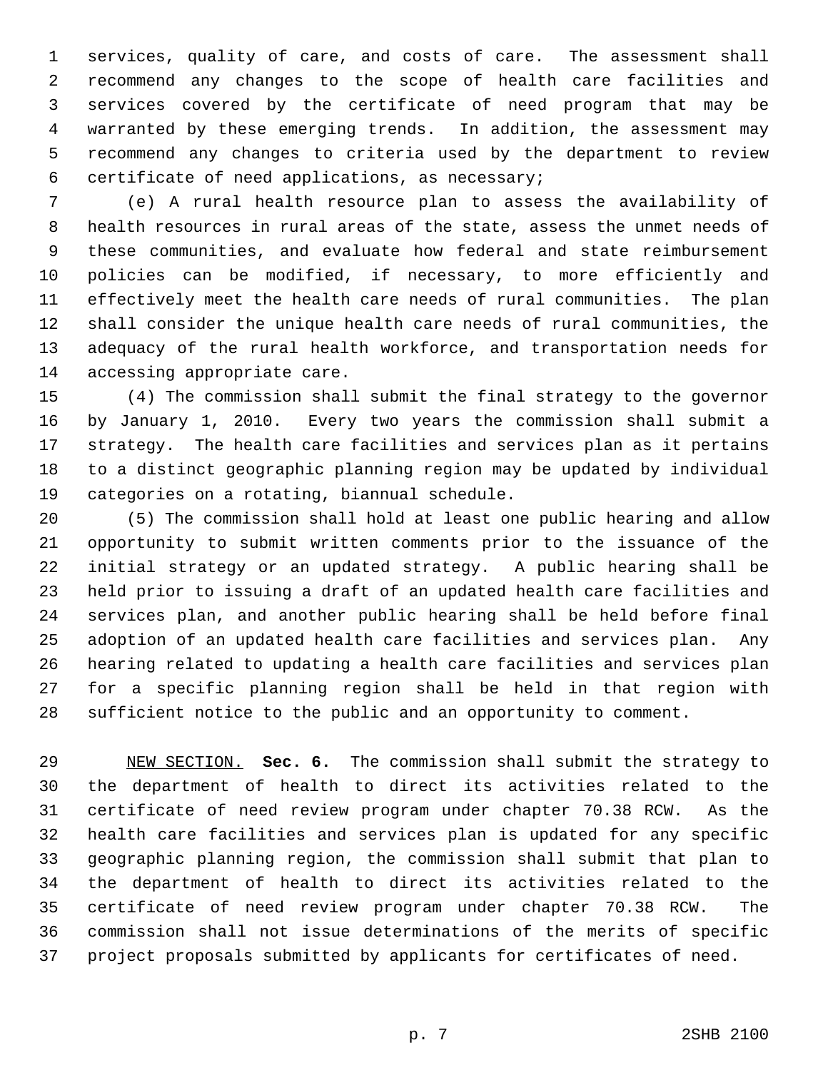services, quality of care, and costs of care. The assessment shall recommend any changes to the scope of health care facilities and services covered by the certificate of need program that may be warranted by these emerging trends. In addition, the assessment may recommend any changes to criteria used by the department to review certificate of need applications, as necessary;

(e) A rural health resource plan to assess the availability of health resources in rural areas of the state, assess the unmet needs of these communities, and evaluate how federal and state reimbursement policies can be modified, if necessary, to more efficiently and effectively meet the health care needs of rural communities. The plan shall consider the unique health care needs of rural communities, the adequacy of the rural health workforce, and transportation needs for accessing appropriate care.

(4) The commission shall submit the final strategy to the governor by January 1, 2010. Every two years the commission shall submit a strategy. The health care facilities and services plan as it pertains to a distinct geographic planning region may be updated by individual categories on a rotating, biannual schedule.

(5) The commission shall hold at least one public hearing and allow opportunity to submit written comments prior to the issuance of the initial strategy or an updated strategy. A public hearing shall be held prior to issuing a draft of an updated health care facilities and services plan, and another public hearing shall be held before final adoption of an updated health care facilities and services plan. Any hearing related to updating a health care facilities and services plan for a specific planning region shall be held in that region with sufficient notice to the public and an opportunity to comment.

NEW SECTION. **Sec. 6.** The commission shall submit the strategy to the department of health to direct its activities related to the certificate of need review program under chapter 70.38 RCW. As the health care facilities and services plan is updated for any specific geographic planning region, the commission shall submit that plan to the department of health to direct its activities related to the certificate of need review program under chapter 70.38 RCW. The commission shall not issue determinations of the merits of specific project proposals submitted by applicants for certificates of need.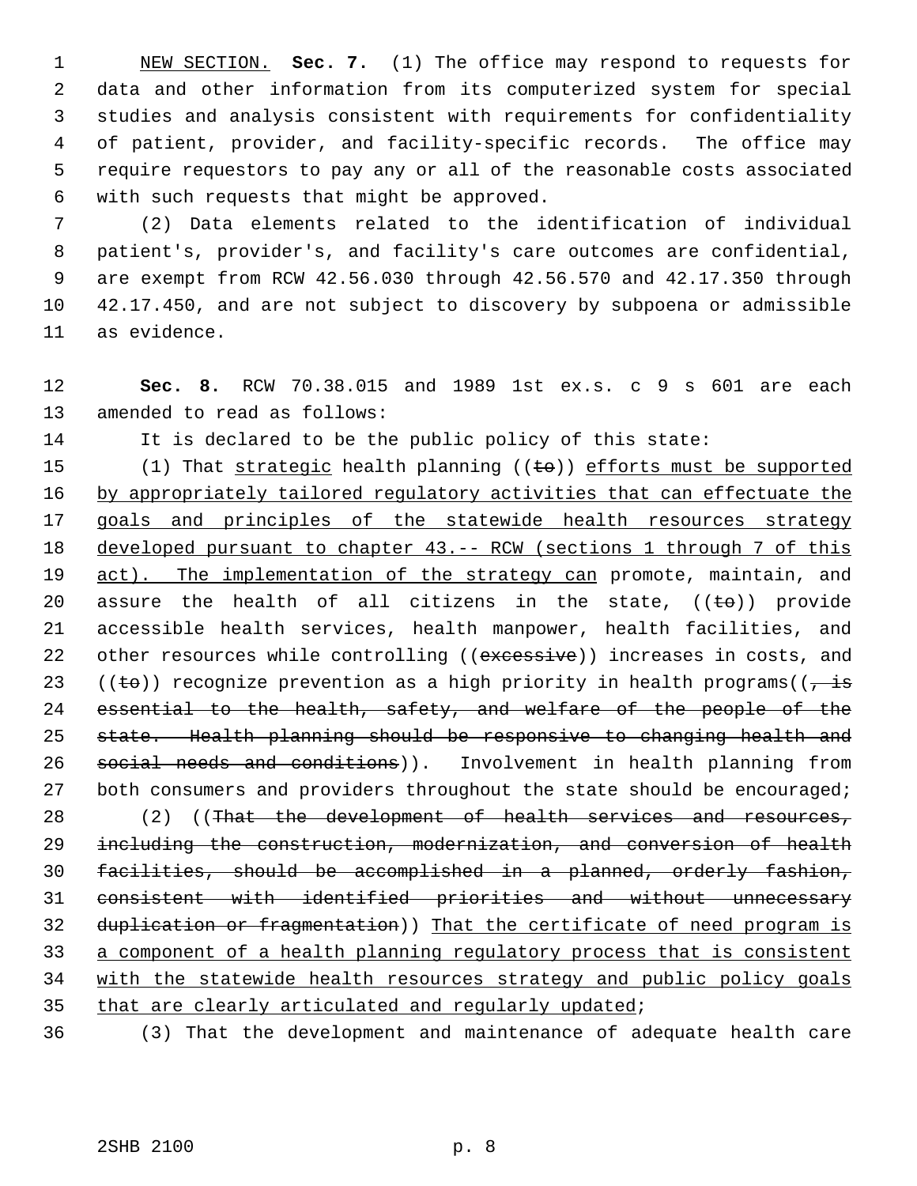NEW SECTION. **Sec. 7.** (1) The office may respond to requests for data and other information from its computerized system for special studies and analysis consistent with requirements for confidentiality of patient, provider, and facility-specific records. The office may require requestors to pay any or all of the reasonable costs associated with such requests that might be approved.

(2) Data elements related to the identification of individual patient's, provider's, and facility's care outcomes are confidential, are exempt from RCW 42.56.030 through 42.56.570 and 42.17.350 through 42.17.450, and are not subject to discovery by subpoena or admissible as evidence.

**Sec. 8.** RCW 70.38.015 and 1989 1st ex.s. c 9 s 601 are each amended to read as follows:

It is declared to be the public policy of this state:

(1) That strategic health planning ((~~to~~)) efforts must be supported by appropriately tailored regulatory activities that can effectuate the goals and principles of the statewide health resources strategy developed pursuant to chapter 43.-- RCW (sections 1 through 7 of this act). The implementation of the strategy can promote, maintain, and assure the health of all citizens in the state, ((~~to~~)) provide accessible health services, health manpower, health facilities, and other resources while controlling ((~~excessive~~)) increases in costs, and ((~~to~~)) recognize prevention as a high priority in health programs((~~, is essential to the health, safety, and welfare of the people of the state. Health planning should be responsive to changing health and social needs and conditions~~)). Involvement in health planning from both consumers and providers throughout the state should be encouraged;

(2) ((~~That the development of health services and resources, including the construction, modernization, and conversion of health facilities, should be accomplished in a planned, orderly fashion, consistent with identified priorities and without unnecessary duplication or fragmentation~~)) That the certificate of need program is a component of a health planning regulatory process that is consistent with the statewide health resources strategy and public policy goals that are clearly articulated and regularly updated;

(3) That the development and maintenance of adequate health care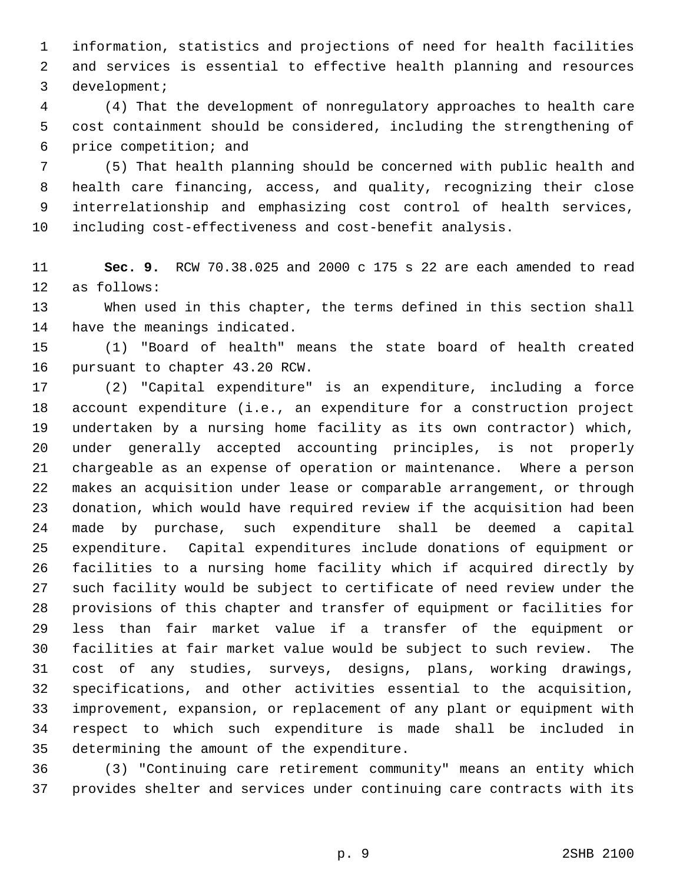information, statistics and projections of need for health facilities and services is essential to effective health planning and resources development;

(4) That the development of nonregulatory approaches to health care cost containment should be considered, including the strengthening of price competition; and

(5) That health planning should be concerned with public health and health care financing, access, and quality, recognizing their close interrelationship and emphasizing cost control of health services, including cost-effectiveness and cost-benefit analysis.

**Sec. 9.** RCW 70.38.025 and 2000 c 175 s 22 are each amended to read as follows:

When used in this chapter, the terms defined in this section shall have the meanings indicated.

(1) "Board of health" means the state board of health created pursuant to chapter 43.20 RCW.

(2) "Capital expenditure" is an expenditure, including a force account expenditure (i.e., an expenditure for a construction project undertaken by a nursing home facility as its own contractor) which, under generally accepted accounting principles, is not properly chargeable as an expense of operation or maintenance. Where a person makes an acquisition under lease or comparable arrangement, or through donation, which would have required review if the acquisition had been made by purchase, such expenditure shall be deemed a capital expenditure. Capital expenditures include donations of equipment or facilities to a nursing home facility which if acquired directly by such facility would be subject to certificate of need review under the provisions of this chapter and transfer of equipment or facilities for less than fair market value if a transfer of the equipment or facilities at fair market value would be subject to such review. The cost of any studies, surveys, designs, plans, working drawings, specifications, and other activities essential to the acquisition, improvement, expansion, or replacement of any plant or equipment with respect to which such expenditure is made shall be included in determining the amount of the expenditure.

(3) "Continuing care retirement community" means an entity which provides shelter and services under continuing care contracts with its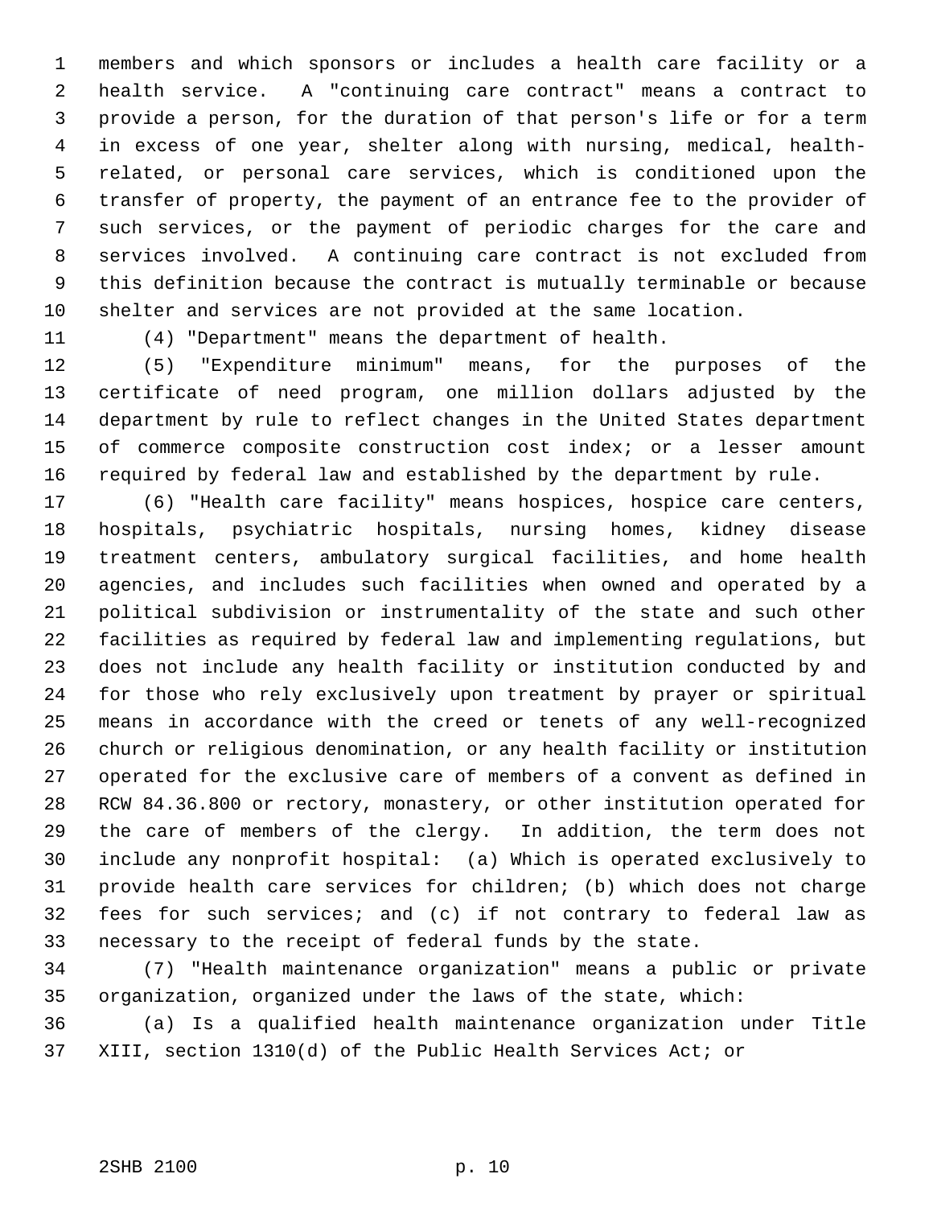members and which sponsors or includes a health care facility or a health service. A "continuing care contract" means a contract to provide a person, for the duration of that person's life or for a term in excess of one year, shelter along with nursing, medical, health-related, or personal care services, which is conditioned upon the transfer of property, the payment of an entrance fee to the provider of such services, or the payment of periodic charges for the care and services involved. A continuing care contract is not excluded from this definition because the contract is mutually terminable or because shelter and services are not provided at the same location.

(4) "Department" means the department of health.

(5) "Expenditure minimum" means, for the purposes of the certificate of need program, one million dollars adjusted by the department by rule to reflect changes in the United States department of commerce composite construction cost index; or a lesser amount required by federal law and established by the department by rule.

(6) "Health care facility" means hospices, hospice care centers, hospitals, psychiatric hospitals, nursing homes, kidney disease treatment centers, ambulatory surgical facilities, and home health agencies, and includes such facilities when owned and operated by a political subdivision or instrumentality of the state and such other facilities as required by federal law and implementing regulations, but does not include any health facility or institution conducted by and for those who rely exclusively upon treatment by prayer or spiritual means in accordance with the creed or tenets of any well-recognized church or religious denomination, or any health facility or institution operated for the exclusive care of members of a convent as defined in RCW 84.36.800 or rectory, monastery, or other institution operated for the care of members of the clergy. In addition, the term does not include any nonprofit hospital: (a) Which is operated exclusively to provide health care services for children; (b) which does not charge fees for such services; and (c) if not contrary to federal law as necessary to the receipt of federal funds by the state.

(7) "Health maintenance organization" means a public or private organization, organized under the laws of the state, which:

(a) Is a qualified health maintenance organization under Title XIII, section 1310(d) of the Public Health Services Act; or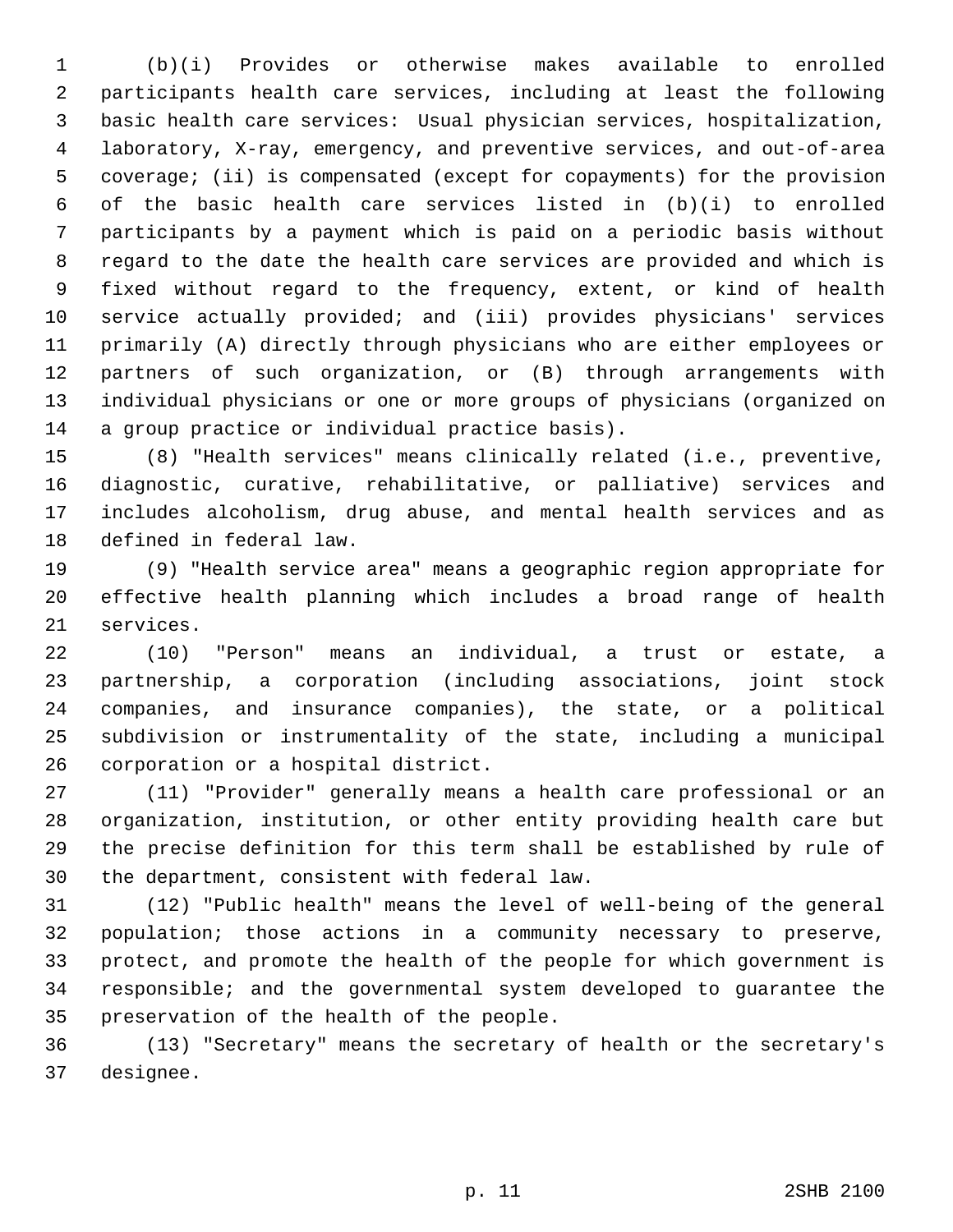(b)(i) Provides or otherwise makes available to enrolled participants health care services, including at least the following basic health care services: Usual physician services, hospitalization, laboratory, X-ray, emergency, and preventive services, and out-of-area coverage; (ii) is compensated (except for copayments) for the provision of the basic health care services listed in (b)(i) to enrolled participants by a payment which is paid on a periodic basis without regard to the date the health care services are provided and which is fixed without regard to the frequency, extent, or kind of health service actually provided; and (iii) provides physicians' services primarily (A) directly through physicians who are either employees or partners of such organization, or (B) through arrangements with individual physicians or one or more groups of physicians (organized on a group practice or individual practice basis).

(8) "Health services" means clinically related (i.e., preventive, diagnostic, curative, rehabilitative, or palliative) services and includes alcoholism, drug abuse, and mental health services and as defined in federal law.

(9) "Health service area" means a geographic region appropriate for effective health planning which includes a broad range of health services.

(10) "Person" means an individual, a trust or estate, a partnership, a corporation (including associations, joint stock companies, and insurance companies), the state, or a political subdivision or instrumentality of the state, including a municipal corporation or a hospital district.

(11) "Provider" generally means a health care professional or an organization, institution, or other entity providing health care but the precise definition for this term shall be established by rule of the department, consistent with federal law.

(12) "Public health" means the level of well-being of the general population; those actions in a community necessary to preserve, protect, and promote the health of the people for which government is responsible; and the governmental system developed to guarantee the preservation of the health of the people.

(13) "Secretary" means the secretary of health or the secretary's designee.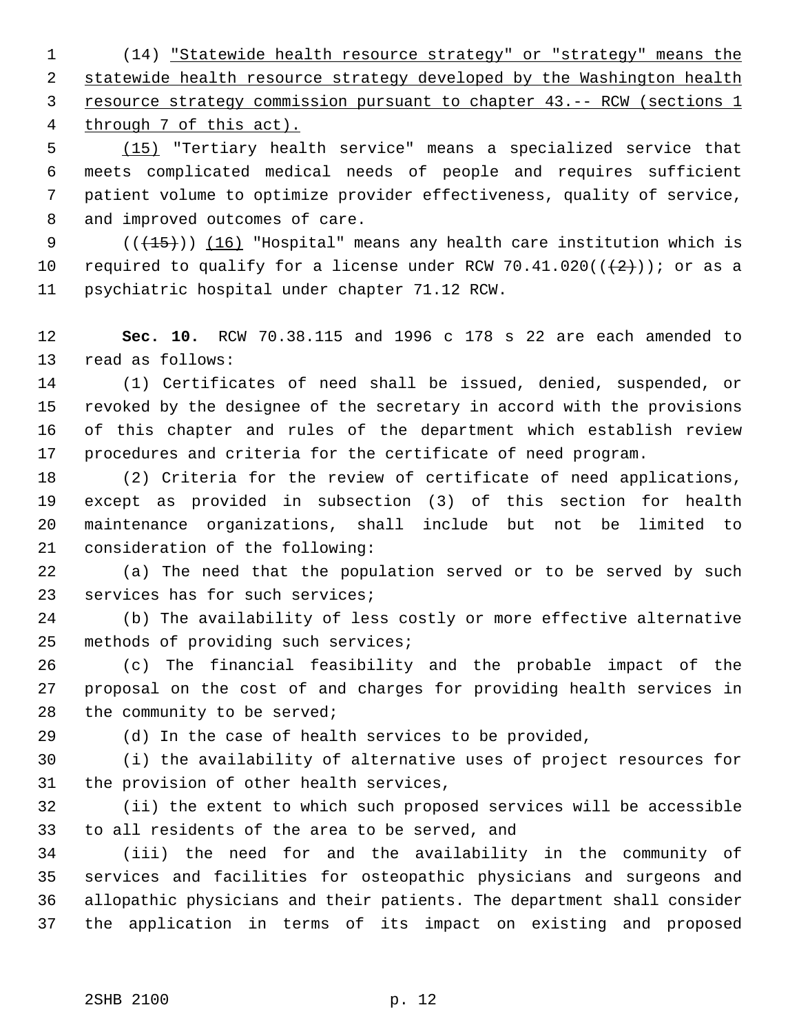(14) "Statewide health resource strategy" or "strategy" means the statewide health resource strategy developed by the Washington health resource strategy commission pursuant to chapter 43.-- RCW (sections 1 through 7 of this act).

(15) "Tertiary health service" means a specialized service that meets complicated medical needs of people and requires sufficient patient volume to optimize provider effectiveness, quality of service, and improved outcomes of care.

(((15))) (16) "Hospital" means any health care institution which is required to qualify for a license under RCW 70.41.020(((2))); or as a psychiatric hospital under chapter 71.12 RCW.

**Sec. 10.** RCW 70.38.115 and 1996 c 178 s 22 are each amended to read as follows:

(1) Certificates of need shall be issued, denied, suspended, or revoked by the designee of the secretary in accord with the provisions of this chapter and rules of the department which establish review procedures and criteria for the certificate of need program.

(2) Criteria for the review of certificate of need applications, except as provided in subsection (3) of this section for health maintenance organizations, shall include but not be limited to consideration of the following:

(a) The need that the population served or to be served by such services has for such services;

(b) The availability of less costly or more effective alternative methods of providing such services;

(c) The financial feasibility and the probable impact of the proposal on the cost of and charges for providing health services in the community to be served;

(d) In the case of health services to be provided,

(i) the availability of alternative uses of project resources for the provision of other health services,

(ii) the extent to which such proposed services will be accessible to all residents of the area to be served, and

(iii) the need for and the availability in the community of services and facilities for osteopathic physicians and surgeons and allopathic physicians and their patients. The department shall consider the application in terms of its impact on existing and proposed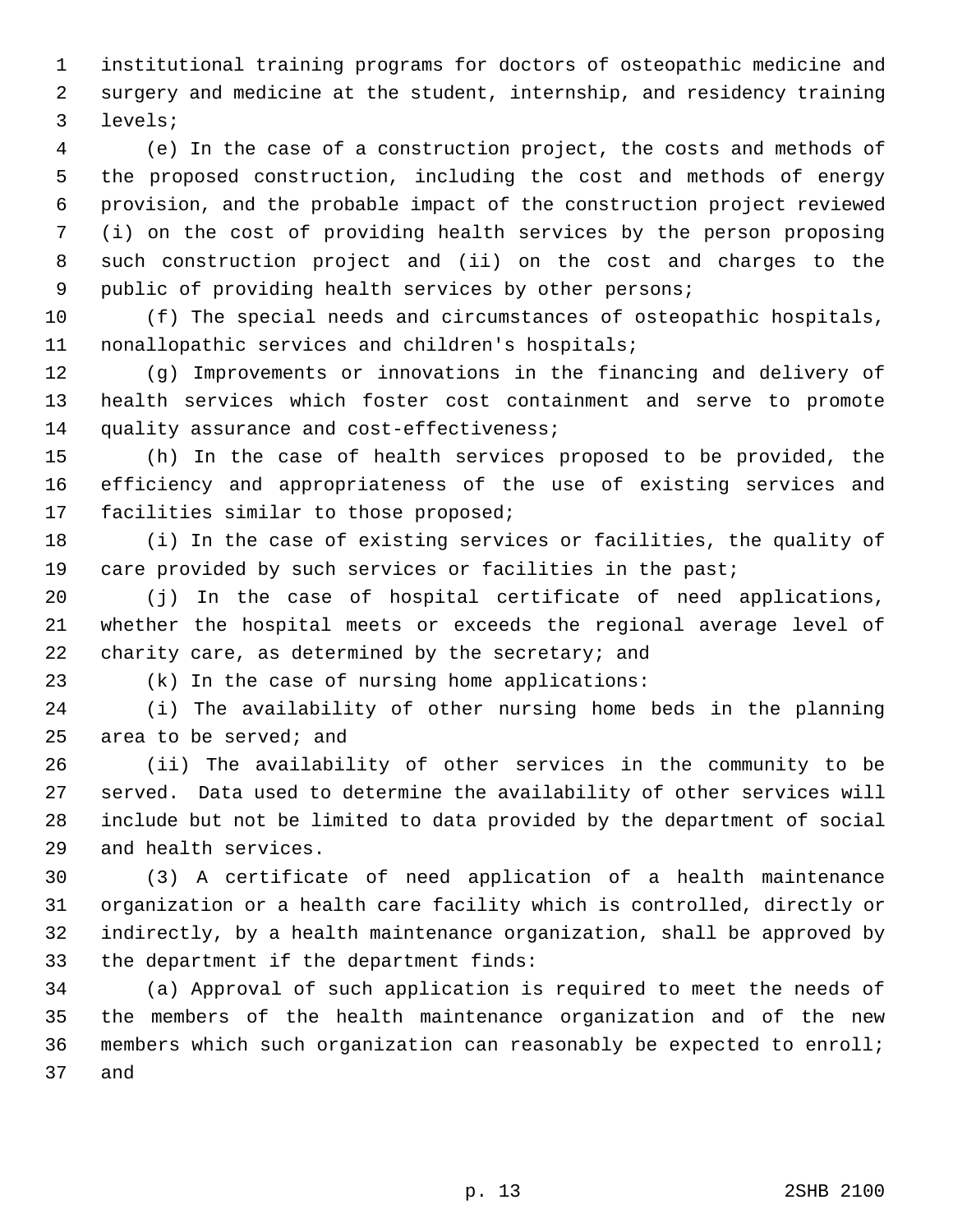institutional training programs for doctors of osteopathic medicine and surgery and medicine at the student, internship, and residency training levels;

(e) In the case of a construction project, the costs and methods of the proposed construction, including the cost and methods of energy provision, and the probable impact of the construction project reviewed (i) on the cost of providing health services by the person proposing such construction project and (ii) on the cost and charges to the public of providing health services by other persons;

(f) The special needs and circumstances of osteopathic hospitals, nonallopathic services and children's hospitals;

(g) Improvements or innovations in the financing and delivery of health services which foster cost containment and serve to promote quality assurance and cost-effectiveness;

(h) In the case of health services proposed to be provided, the efficiency and appropriateness of the use of existing services and facilities similar to those proposed;

(i) In the case of existing services or facilities, the quality of care provided by such services or facilities in the past;

(j) In the case of hospital certificate of need applications, whether the hospital meets or exceeds the regional average level of charity care, as determined by the secretary; and

(k) In the case of nursing home applications:

(i) The availability of other nursing home beds in the planning area to be served; and

(ii) The availability of other services in the community to be served. Data used to determine the availability of other services will include but not be limited to data provided by the department of social and health services.

(3) A certificate of need application of a health maintenance organization or a health care facility which is controlled, directly or indirectly, by a health maintenance organization, shall be approved by the department if the department finds:

(a) Approval of such application is required to meet the needs of the members of the health maintenance organization and of the new members which such organization can reasonably be expected to enroll; and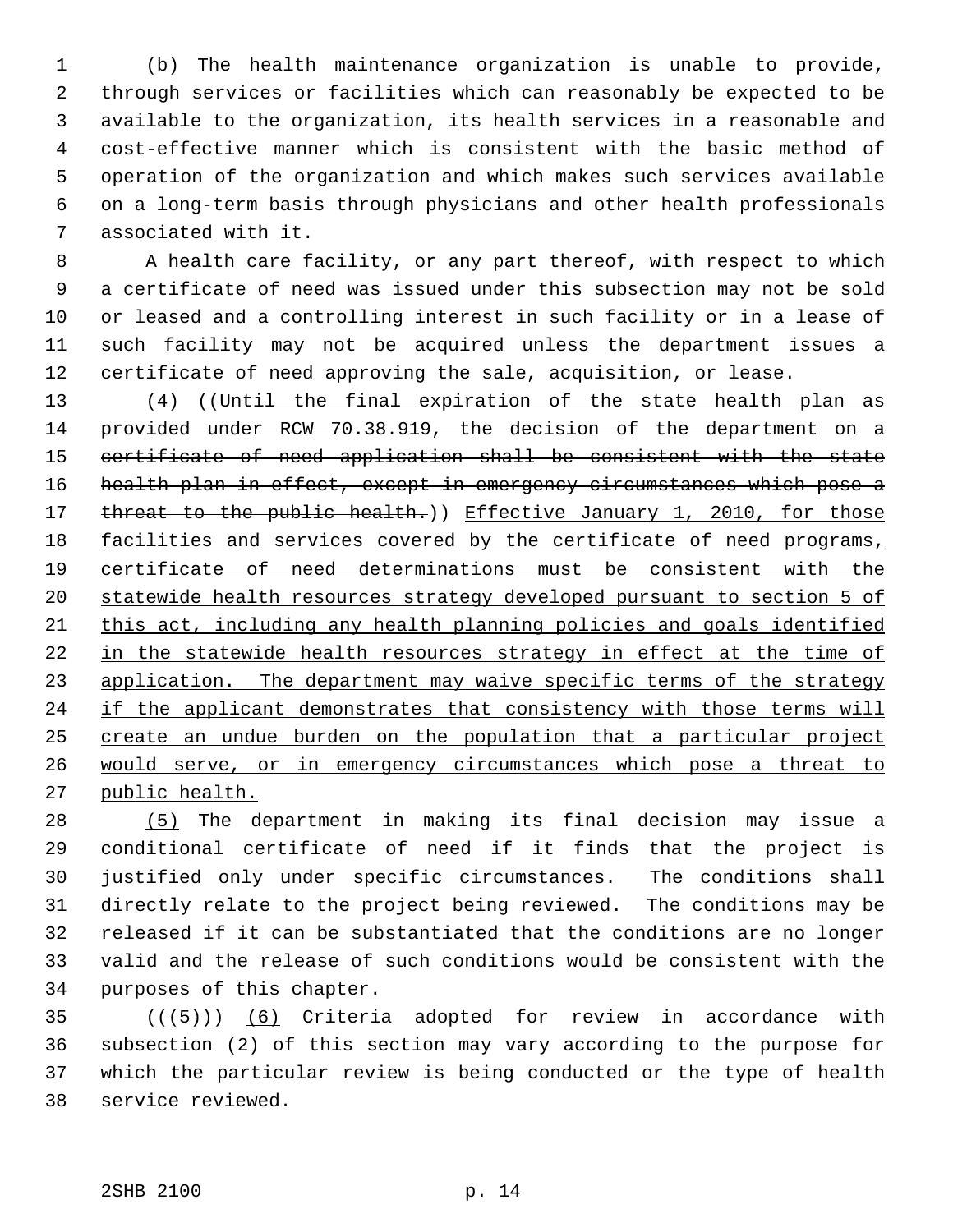(b) The health maintenance organization is unable to provide, through services or facilities which can reasonably be expected to be available to the organization, its health services in a reasonable and cost-effective manner which is consistent with the basic method of operation of the organization and which makes such services available on a long-term basis through physicians and other health professionals associated with it.

A health care facility, or any part thereof, with respect to which a certificate of need was issued under this subsection may not be sold or leased and a controlling interest in such facility or in a lease of such facility may not be acquired unless the department issues a certificate of need approving the sale, acquisition, or lease.

(4) ((~~Until the final expiration of the state health plan as provided under RCW 70.38.919, the decision of the department on a certificate of need application shall be consistent with the state health plan in effect, except in emergency circumstances which pose a threat to the public health.~~)) <u>Effective January 1, 2010, for those facilities and services covered by the certificate of need programs, certificate of need determinations must be consistent with the statewide health resources strategy developed pursuant to section 5 of this act, including any health planning policies and goals identified in the statewide health resources strategy in effect at the time of application. The department may waive specific terms of the strategy if the applicant demonstrates that consistency with those terms will create an undue burden on the population that a particular project would serve, or in emergency circumstances which pose a threat to public health.</u>

<u>(5)</u> The department in making its final decision may issue a conditional certificate of need if it finds that the project is justified only under specific circumstances. The conditions shall directly relate to the project being reviewed. The conditions may be released if it can be substantiated that the conditions are no longer valid and the release of such conditions would be consistent with the purposes of this chapter.

((~~(5)~~)) <u>(6)</u> Criteria adopted for review in accordance with subsection (2) of this section may vary according to the purpose for which the particular review is being conducted or the type of health service reviewed.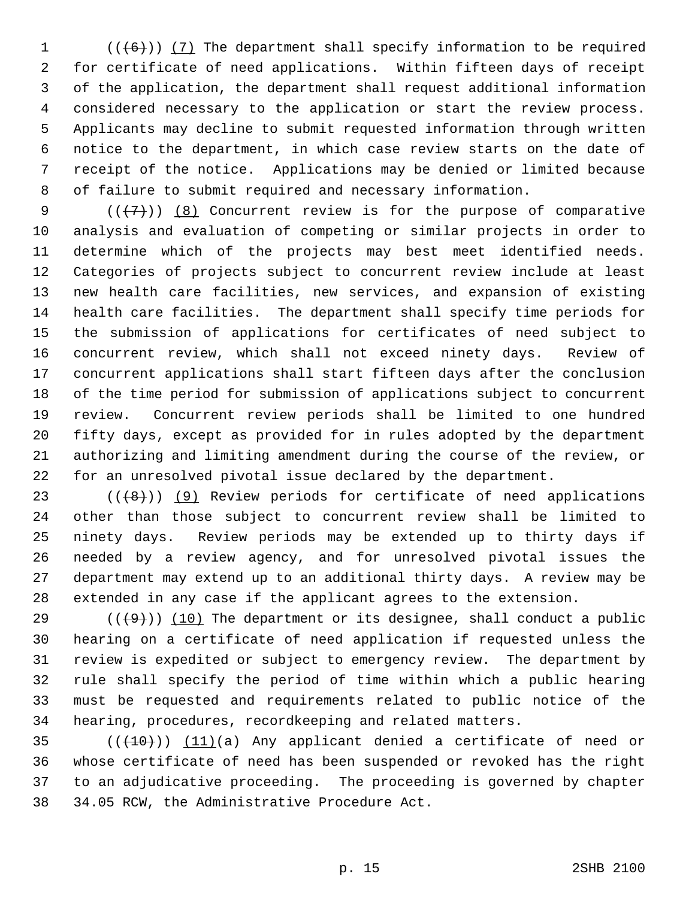(((6))) (7) The department shall specify information to be required for certificate of need applications. Within fifteen days of receipt of the application, the department shall request additional information considered necessary to the application or start the review process. Applicants may decline to submit requested information through written notice to the department, in which case review starts on the date of receipt of the notice. Applications may be denied or limited because of failure to submit required and necessary information.

(((7))) (8) Concurrent review is for the purpose of comparative analysis and evaluation of competing or similar projects in order to determine which of the projects may best meet identified needs. Categories of projects subject to concurrent review include at least new health care facilities, new services, and expansion of existing health care facilities. The department shall specify time periods for the submission of applications for certificates of need subject to concurrent review, which shall not exceed ninety days. Review of concurrent applications shall start fifteen days after the conclusion of the time period for submission of applications subject to concurrent review. Concurrent review periods shall be limited to one hundred fifty days, except as provided for in rules adopted by the department authorizing and limiting amendment during the course of the review, or for an unresolved pivotal issue declared by the department.

(((8))) (9) Review periods for certificate of need applications other than those subject to concurrent review shall be limited to ninety days. Review periods may be extended up to thirty days if needed by a review agency, and for unresolved pivotal issues the department may extend up to an additional thirty days. A review may be extended in any case if the applicant agrees to the extension.

(((9))) (10) The department or its designee, shall conduct a public hearing on a certificate of need application if requested unless the review is expedited or subject to emergency review. The department by rule shall specify the period of time within which a public hearing must be requested and requirements related to public notice of the hearing, procedures, recordkeeping and related matters.

(((10))) (11)(a) Any applicant denied a certificate of need or whose certificate of need has been suspended or revoked has the right to an adjudicative proceeding. The proceeding is governed by chapter 34.05 RCW, the Administrative Procedure Act.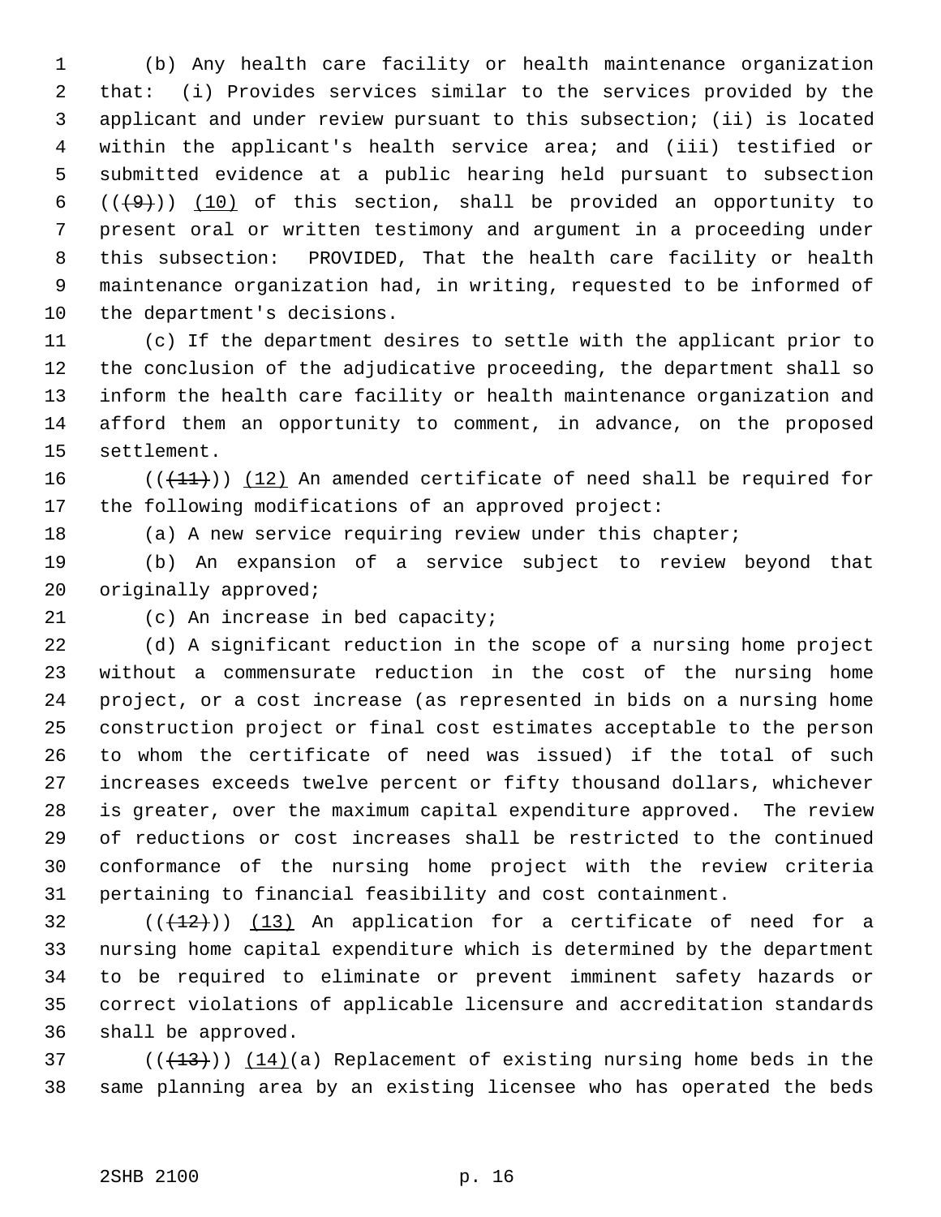(b) Any health care facility or health maintenance organization that: (i) Provides services similar to the services provided by the applicant and under review pursuant to this subsection; (ii) is located within the applicant's health service area; and (iii) testified or submitted evidence at a public hearing held pursuant to subsection ~~((9))~~ (10) of this section, shall be provided an opportunity to present oral or written testimony and argument in a proceeding under this subsection: PROVIDED, That the health care facility or health maintenance organization had, in writing, requested to be informed of the department's decisions.

(c) If the department desires to settle with the applicant prior to the conclusion of the adjudicative proceeding, the department shall so inform the health care facility or health maintenance organization and afford them an opportunity to comment, in advance, on the proposed settlement.

~~((11))~~ (12) An amended certificate of need shall be required for the following modifications of an approved project:

(a) A new service requiring review under this chapter;

(b) An expansion of a service subject to review beyond that originally approved;

(c) An increase in bed capacity;

(d) A significant reduction in the scope of a nursing home project without a commensurate reduction in the cost of the nursing home project, or a cost increase (as represented in bids on a nursing home construction project or final cost estimates acceptable to the person to whom the certificate of need was issued) if the total of such increases exceeds twelve percent or fifty thousand dollars, whichever is greater, over the maximum capital expenditure approved. The review of reductions or cost increases shall be restricted to the continued conformance of the nursing home project with the review criteria pertaining to financial feasibility and cost containment.

~~((12))~~ (13) An application for a certificate of need for a nursing home capital expenditure which is determined by the department to be required to eliminate or prevent imminent safety hazards or correct violations of applicable licensure and accreditation standards shall be approved.

~~((13))~~ (14)(a) Replacement of existing nursing home beds in the same planning area by an existing licensee who has operated the beds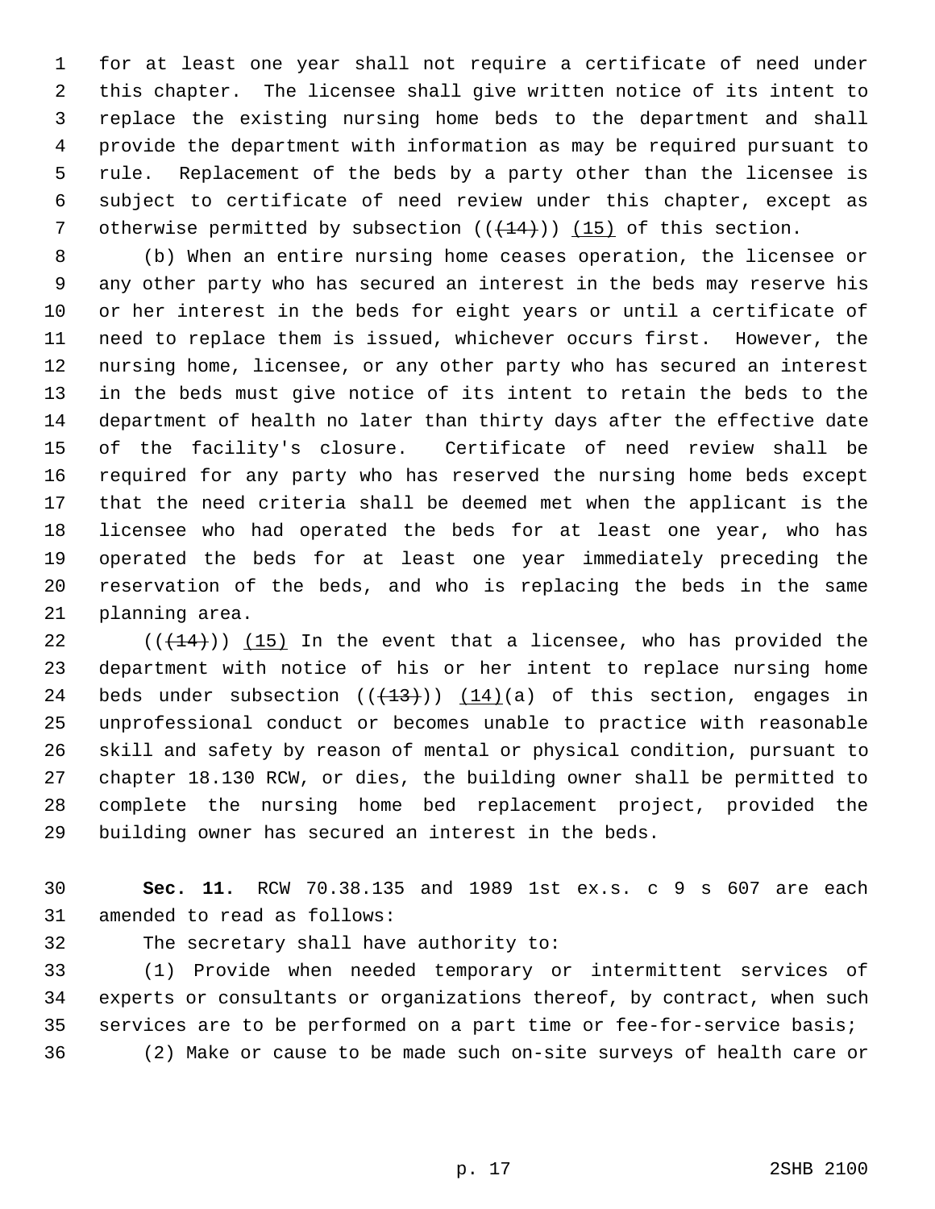for at least one year shall not require a certificate of need under this chapter. The licensee shall give written notice of its intent to replace the existing nursing home beds to the department and shall provide the department with information as may be required pursuant to rule. Replacement of the beds by a party other than the licensee is subject to certificate of need review under this chapter, except as otherwise permitted by subsection ((~~(14)~~)) (15) of this section.

(b) When an entire nursing home ceases operation, the licensee or any other party who has secured an interest in the beds may reserve his or her interest in the beds for eight years or until a certificate of need to replace them is issued, whichever occurs first. However, the nursing home, licensee, or any other party who has secured an interest in the beds must give notice of its intent to retain the beds to the department of health no later than thirty days after the effective date of the facility's closure. Certificate of need review shall be required for any party who has reserved the nursing home beds except that the need criteria shall be deemed met when the applicant is the licensee who had operated the beds for at least one year, who has operated the beds for at least one year immediately preceding the reservation of the beds, and who is replacing the beds in the same planning area.

((~~(14)~~)) (15) In the event that a licensee, who has provided the department with notice of his or her intent to replace nursing home beds under subsection ((~~(13)~~)) (14)(a) of this section, engages in unprofessional conduct or becomes unable to practice with reasonable skill and safety by reason of mental or physical condition, pursuant to chapter 18.130 RCW, or dies, the building owner shall be permitted to complete the nursing home bed replacement project, provided the building owner has secured an interest in the beds.

**Sec. 11.** RCW 70.38.135 and 1989 1st ex.s. c 9 s 607 are each amended to read as follows:

The secretary shall have authority to:

(1) Provide when needed temporary or intermittent services of experts or consultants or organizations thereof, by contract, when such services are to be performed on a part time or fee-for-service basis;

(2) Make or cause to be made such on-site surveys of health care or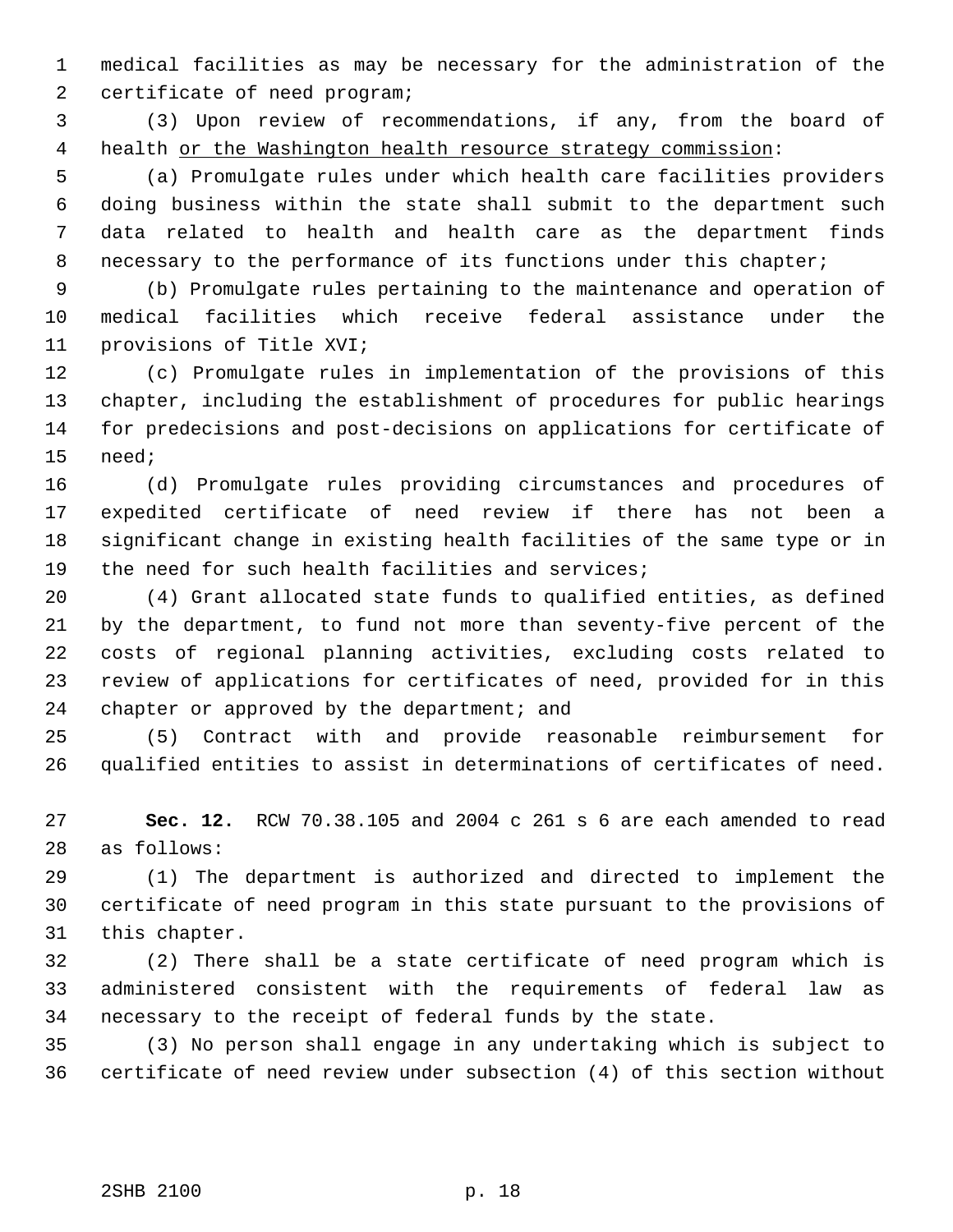medical facilities as may be necessary for the administration of the certificate of need program;

(3) Upon review of recommendations, if any, from the board of health <u>or the Washington health resource strategy commission</u>:

(a) Promulgate rules under which health care facilities providers doing business within the state shall submit to the department such data related to health and health care as the department finds necessary to the performance of its functions under this chapter;

(b) Promulgate rules pertaining to the maintenance and operation of medical facilities which receive federal assistance under the provisions of Title XVI;

(c) Promulgate rules in implementation of the provisions of this chapter, including the establishment of procedures for public hearings for predecisions and post-decisions on applications for certificate of need;

(d) Promulgate rules providing circumstances and procedures of expedited certificate of need review if there has not been a significant change in existing health facilities of the same type or in the need for such health facilities and services;

(4) Grant allocated state funds to qualified entities, as defined by the department, to fund not more than seventy-five percent of the costs of regional planning activities, excluding costs related to review of applications for certificates of need, provided for in this chapter or approved by the department; and

(5) Contract with and provide reasonable reimbursement for qualified entities to assist in determinations of certificates of need.

**Sec. 12.** RCW 70.38.105 and 2004 c 261 s 6 are each amended to read as follows:

(1) The department is authorized and directed to implement the certificate of need program in this state pursuant to the provisions of this chapter.

(2) There shall be a state certificate of need program which is administered consistent with the requirements of federal law as necessary to the receipt of federal funds by the state.

(3) No person shall engage in any undertaking which is subject to certificate of need review under subsection (4) of this section without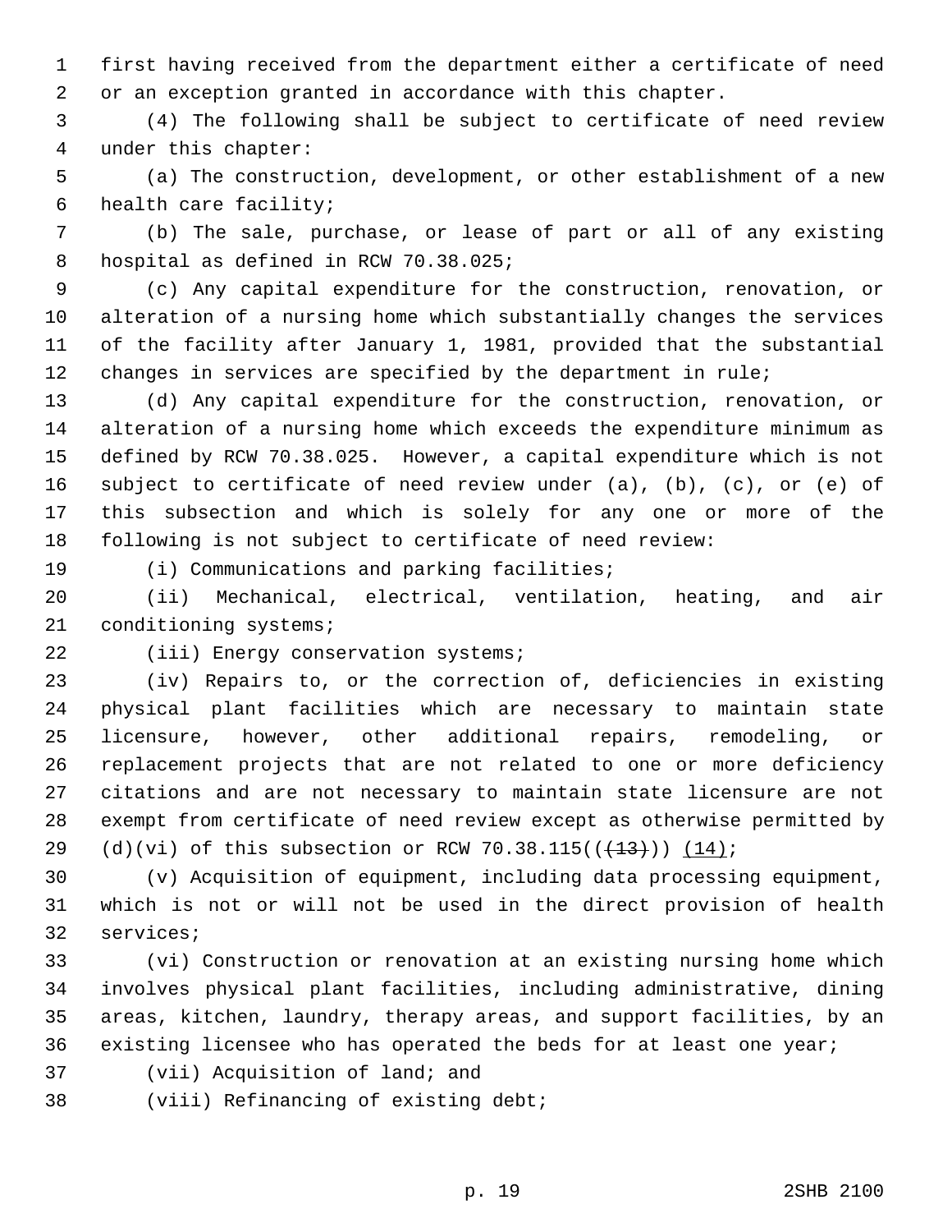first having received from the department either a certificate of need or an exception granted in accordance with this chapter.

(4) The following shall be subject to certificate of need review under this chapter:

(a) The construction, development, or other establishment of a new health care facility;

(b) The sale, purchase, or lease of part or all of any existing hospital as defined in RCW 70.38.025;

(c) Any capital expenditure for the construction, renovation, or alteration of a nursing home which substantially changes the services of the facility after January 1, 1981, provided that the substantial changes in services are specified by the department in rule;

(d) Any capital expenditure for the construction, renovation, or alteration of a nursing home which exceeds the expenditure minimum as defined by RCW 70.38.025. However, a capital expenditure which is not subject to certificate of need review under (a), (b), (c), or (e) of this subsection and which is solely for any one or more of the following is not subject to certificate of need review:

(i) Communications and parking facilities;

(ii) Mechanical, electrical, ventilation, heating, and air conditioning systems;

(iii) Energy conservation systems;

(iv) Repairs to, or the correction of, deficiencies in existing physical plant facilities which are necessary to maintain state licensure, however, other additional repairs, remodeling, or replacement projects that are not related to one or more deficiency citations and are not necessary to maintain state licensure are not exempt from certificate of need review except as otherwise permitted by (d)(vi) of this subsection or RCW 70.38.115((~~(13)~~)) <u>(14)</u>;

(v) Acquisition of equipment, including data processing equipment, which is not or will not be used in the direct provision of health services;

(vi) Construction or renovation at an existing nursing home which involves physical plant facilities, including administrative, dining areas, kitchen, laundry, therapy areas, and support facilities, by an existing licensee who has operated the beds for at least one year;

(vii) Acquisition of land; and

(viii) Refinancing of existing debt;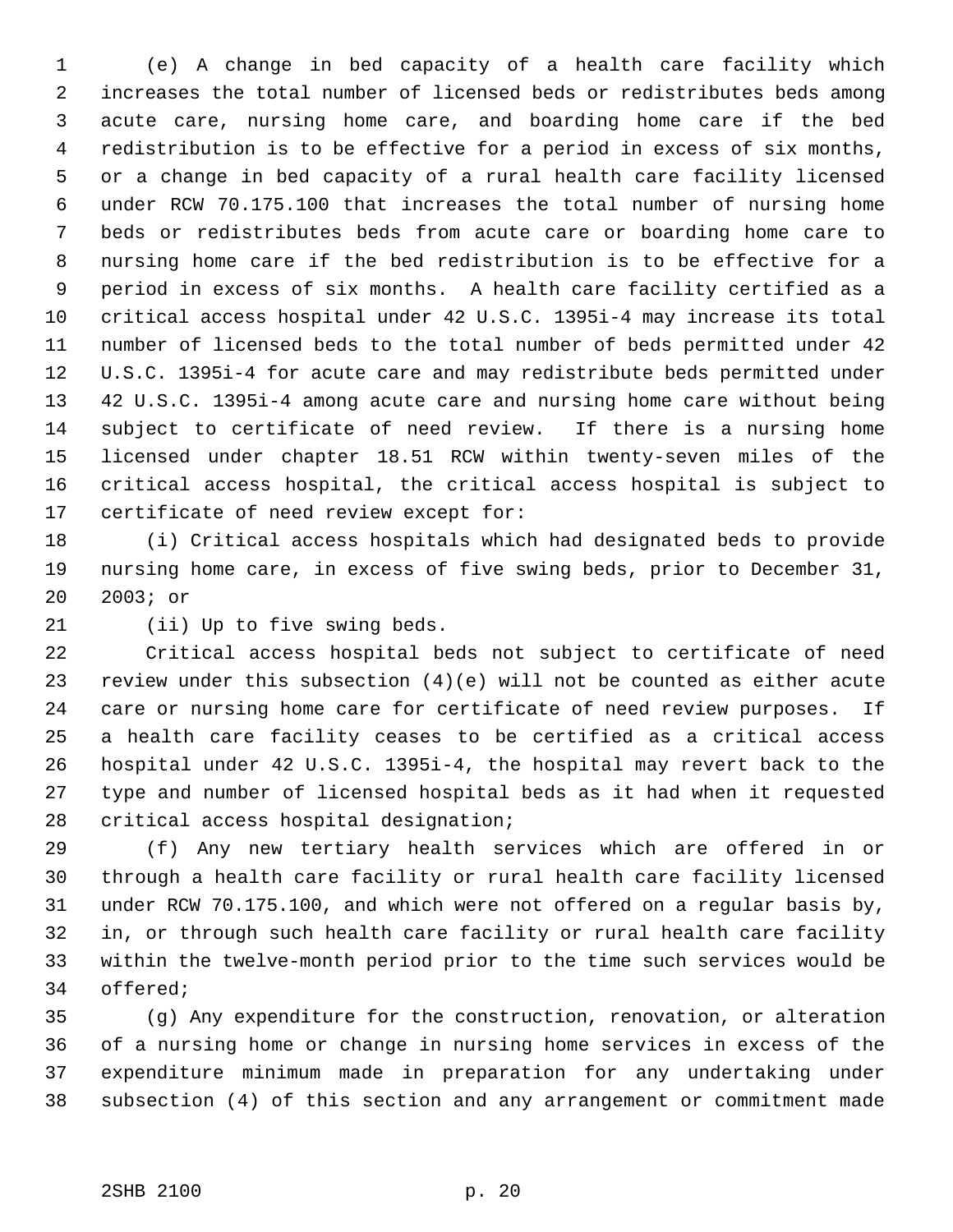(e) A change in bed capacity of a health care facility which increases the total number of licensed beds or redistributes beds among acute care, nursing home care, and boarding home care if the bed redistribution is to be effective for a period in excess of six months, or a change in bed capacity of a rural health care facility licensed under RCW 70.175.100 that increases the total number of nursing home beds or redistributes beds from acute care or boarding home care to nursing home care if the bed redistribution is to be effective for a period in excess of six months. A health care facility certified as a critical access hospital under 42 U.S.C. 1395i-4 may increase its total number of licensed beds to the total number of beds permitted under 42 U.S.C. 1395i-4 for acute care and may redistribute beds permitted under 42 U.S.C. 1395i-4 among acute care and nursing home care without being subject to certificate of need review. If there is a nursing home licensed under chapter 18.51 RCW within twenty-seven miles of the critical access hospital, the critical access hospital is subject to certificate of need review except for:

(i) Critical access hospitals which had designated beds to provide nursing home care, in excess of five swing beds, prior to December 31, 2003; or

(ii) Up to five swing beds.

Critical access hospital beds not subject to certificate of need review under this subsection (4)(e) will not be counted as either acute care or nursing home care for certificate of need review purposes. If a health care facility ceases to be certified as a critical access hospital under 42 U.S.C. 1395i-4, the hospital may revert back to the type and number of licensed hospital beds as it had when it requested critical access hospital designation;

(f) Any new tertiary health services which are offered in or through a health care facility or rural health care facility licensed under RCW 70.175.100, and which were not offered on a regular basis by, in, or through such health care facility or rural health care facility within the twelve-month period prior to the time such services would be offered;

(g) Any expenditure for the construction, renovation, or alteration of a nursing home or change in nursing home services in excess of the expenditure minimum made in preparation for any undertaking under subsection (4) of this section and any arrangement or commitment made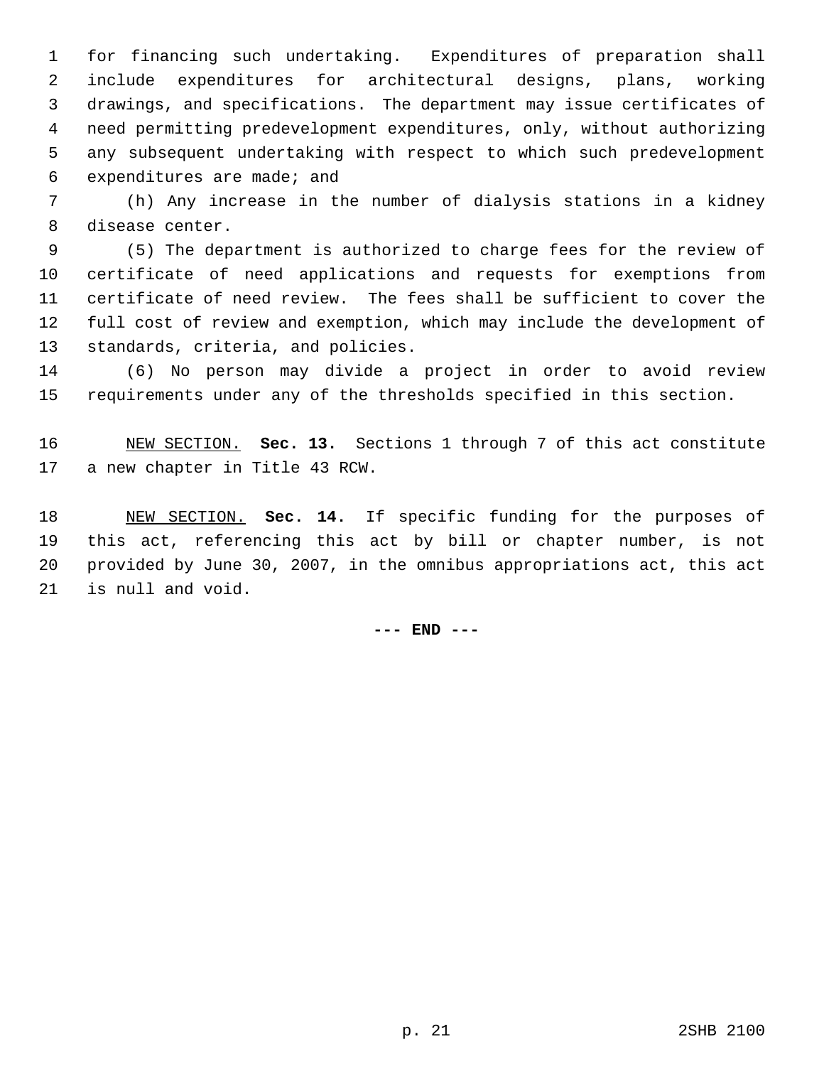for financing such undertaking. Expenditures of preparation shall include expenditures for architectural designs, plans, working drawings, and specifications. The department may issue certificates of need permitting predevelopment expenditures, only, without authorizing any subsequent undertaking with respect to which such predevelopment expenditures are made; and

(h) Any increase in the number of dialysis stations in a kidney disease center.

(5) The department is authorized to charge fees for the review of certificate of need applications and requests for exemptions from certificate of need review. The fees shall be sufficient to cover the full cost of review and exemption, which may include the development of standards, criteria, and policies.

(6) No person may divide a project in order to avoid review requirements under any of the thresholds specified in this section.

NEW SECTION. **Sec. 13.** Sections 1 through 7 of this act constitute a new chapter in Title 43 RCW.

NEW SECTION. **Sec. 14.** If specific funding for the purposes of this act, referencing this act by bill or chapter number, is not provided by June 30, 2007, in the omnibus appropriations act, this act is null and void.

**--- END ---**